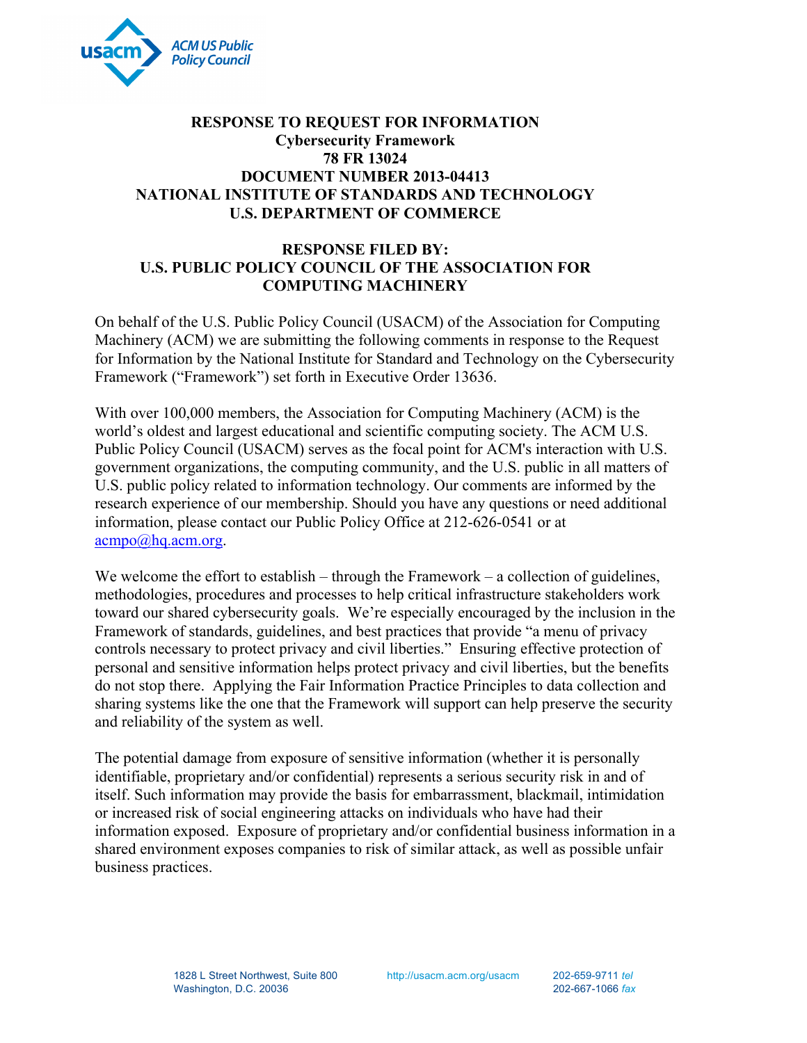ACM US Public Policy Council

**RESPONSE TO REQUEST FOR INFORMATION**
**Cybersecurity Framework**
**78 FR 13024**
**DOCUMENT NUMBER 2013-04413**
**NATIONAL INSTITUTE OF STANDARDS AND TECHNOLOGY**
**U.S. DEPARTMENT OF COMMERCE**

**RESPONSE FILED BY:**
**U.S. PUBLIC POLICY COUNCIL OF THE ASSOCIATION FOR COMPUTING MACHINERY**

On behalf of the U.S. Public Policy Council (USACM) of the Association for Computing Machinery (ACM) we are submitting the following comments in response to the Request for Information by the National Institute for Standard and Technology on the Cybersecurity Framework ("Framework") set forth in Executive Order 13636.

With over 100,000 members, the Association for Computing Machinery (ACM) is the world's oldest and largest educational and scientific computing society. The ACM U.S. Public Policy Council (USACM) serves as the focal point for ACM's interaction with U.S. government organizations, the computing community, and the U.S. public in all matters of U.S. public policy related to information technology. Our comments are informed by the research experience of our membership. Should you have any questions or need additional information, please contact our Public Policy Office at 212-626-0541 or at acmpo@hq.acm.org.

We welcome the effort to establish – through the Framework – a collection of guidelines, methodologies, procedures and processes to help critical infrastructure stakeholders work toward our shared cybersecurity goals. We're especially encouraged by the inclusion in the Framework of standards, guidelines, and best practices that provide "a menu of privacy controls necessary to protect privacy and civil liberties." Ensuring effective protection of personal and sensitive information helps protect privacy and civil liberties, but the benefits do not stop there. Applying the Fair Information Practice Principles to data collection and sharing systems like the one that the Framework will support can help preserve the security and reliability of the system as well.

The potential damage from exposure of sensitive information (whether it is personally identifiable, proprietary and/or confidential) represents a serious security risk in and of itself. Such information may provide the basis for embarrassment, blackmail, intimidation or increased risk of social engineering attacks on individuals who have had their information exposed. Exposure of proprietary and/or confidential business information in a shared environment exposes companies to risk of similar attack, as well as possible unfair business practices.

1828 L Street Northwest, Suite 800
Washington, D.C. 20036
http://usacm.acm.org/usacm
202-659-9711 *tel*
202-667-1066 *fax*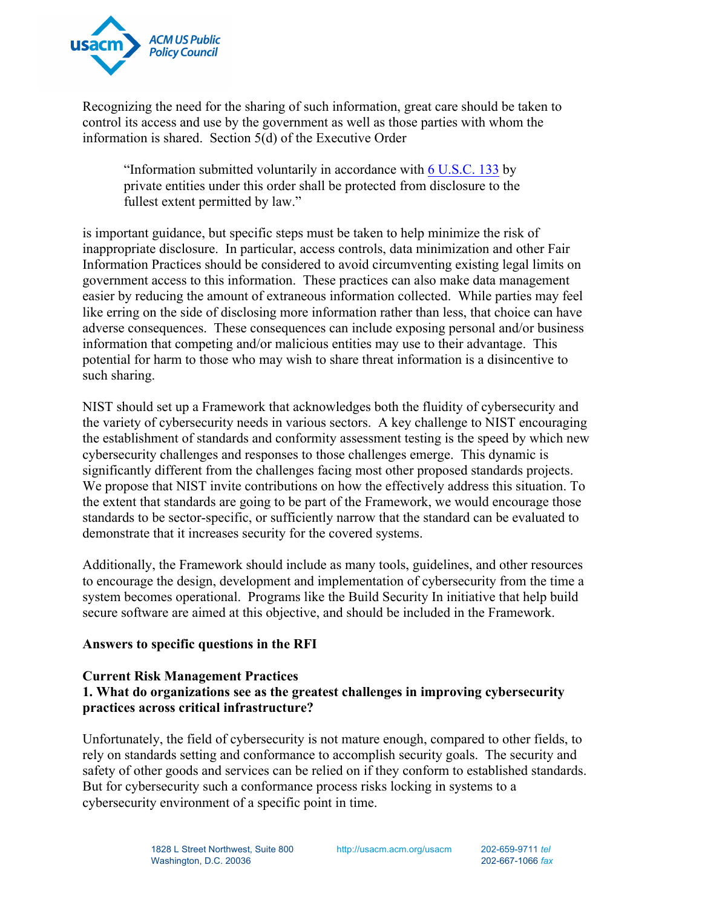Recognizing the need for the sharing of such information, great care should be taken to control its access and use by the government as well as those parties with whom the information is shared. Section 5(d) of the Executive Order

> "Information submitted voluntarily in accordance with 6 U.S.C. 133 by private entities under this order shall be protected from disclosure to the fullest extent permitted by law."

is important guidance, but specific steps must be taken to help minimize the risk of inappropriate disclosure. In particular, access controls, data minimization and other Fair Information Practices should be considered to avoid circumventing existing legal limits on government access to this information. These practices can also make data management easier by reducing the amount of extraneous information collected. While parties may feel like erring on the side of disclosing more information rather than less, that choice can have adverse consequences. These consequences can include exposing personal and/or business information that competing and/or malicious entities may use to their advantage. This potential for harm to those who may wish to share threat information is a disincentive to such sharing.

NIST should set up a Framework that acknowledges both the fluidity of cybersecurity and the variety of cybersecurity needs in various sectors. A key challenge to NIST encouraging the establishment of standards and conformity assessment testing is the speed by which new cybersecurity challenges and responses to those challenges emerge. This dynamic is significantly different from the challenges facing most other proposed standards projects. We propose that NIST invite contributions on how the effectively address this situation. To the extent that standards are going to be part of the Framework, we would encourage those standards to be sector-specific, or sufficiently narrow that the standard can be evaluated to demonstrate that it increases security for the covered systems.

Additionally, the Framework should include as many tools, guidelines, and other resources to encourage the design, development and implementation of cybersecurity from the time a system becomes operational. Programs like the Build Security In initiative that help build secure software are aimed at this objective, and should be included in the Framework.

**Answers to specific questions in the RFI**

**Current Risk Management Practices**
**1. What do organizations see as the greatest challenges in improving cybersecurity practices across critical infrastructure?**

Unfortunately, the field of cybersecurity is not mature enough, compared to other fields, to rely on standards setting and conformance to accomplish security goals. The security and safety of other goods and services can be relied on if they conform to established standards. But for cybersecurity such a conformance process risks locking in systems to a cybersecurity environment of a specific point in time.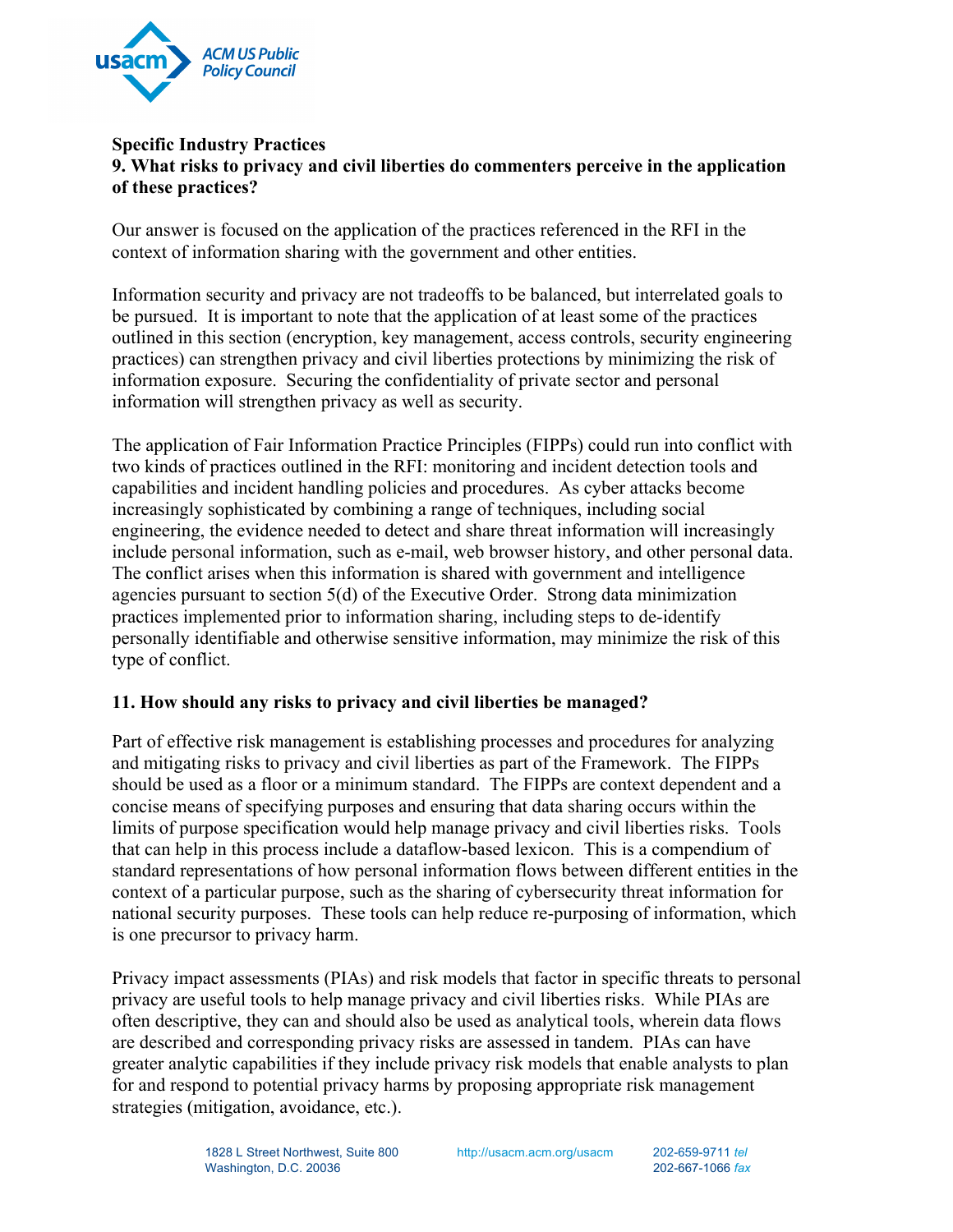**Specific Industry Practices**

**9. What risks to privacy and civil liberties do commenters perceive in the application of these practices?**

Our answer is focused on the application of the practices referenced in the RFI in the context of information sharing with the government and other entities.

Information security and privacy are not tradeoffs to be balanced, but interrelated goals to be pursued. It is important to note that the application of at least some of the practices outlined in this section (encryption, key management, access controls, security engineering practices) can strengthen privacy and civil liberties protections by minimizing the risk of information exposure. Securing the confidentiality of private sector and personal information will strengthen privacy as well as security.

The application of Fair Information Practice Principles (FIPPs) could run into conflict with two kinds of practices outlined in the RFI: monitoring and incident detection tools and capabilities and incident handling policies and procedures. As cyber attacks become increasingly sophisticated by combining a range of techniques, including social engineering, the evidence needed to detect and share threat information will increasingly include personal information, such as e-mail, web browser history, and other personal data. The conflict arises when this information is shared with government and intelligence agencies pursuant to section 5(d) of the Executive Order. Strong data minimization practices implemented prior to information sharing, including steps to de-identify personally identifiable and otherwise sensitive information, may minimize the risk of this type of conflict.

**11. How should any risks to privacy and civil liberties be managed?**

Part of effective risk management is establishing processes and procedures for analyzing and mitigating risks to privacy and civil liberties as part of the Framework. The FIPPs should be used as a floor or a minimum standard. The FIPPs are context dependent and a concise means of specifying purposes and ensuring that data sharing occurs within the limits of purpose specification would help manage privacy and civil liberties risks. Tools that can help in this process include a dataflow-based lexicon. This is a compendium of standard representations of how personal information flows between different entities in the context of a particular purpose, such as the sharing of cybersecurity threat information for national security purposes. These tools can help reduce re-purposing of information, which is one precursor to privacy harm.

Privacy impact assessments (PIAs) and risk models that factor in specific threats to personal privacy are useful tools to help manage privacy and civil liberties risks. While PIAs are often descriptive, they can and should also be used as analytical tools, wherein data flows are described and corresponding privacy risks are assessed in tandem. PIAs can have greater analytic capabilities if they include privacy risk models that enable analysts to plan for and respond to potential privacy harms by proposing appropriate risk management strategies (mitigation, avoidance, etc.).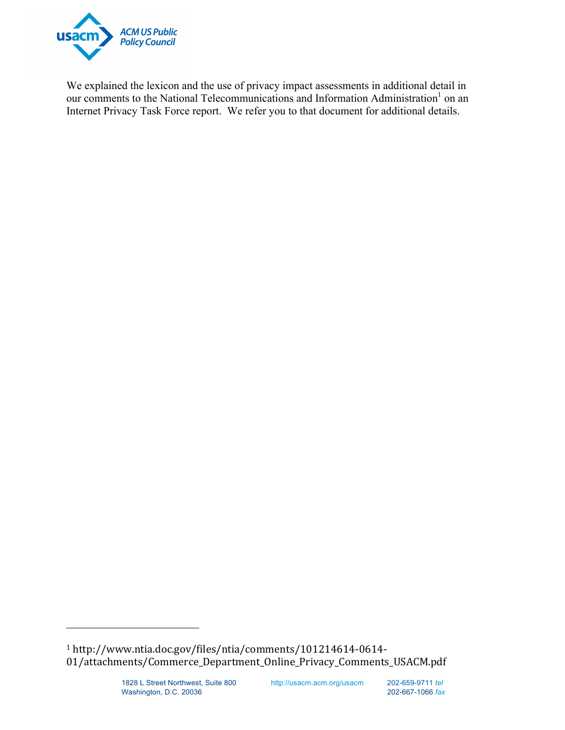We explained the lexicon and the use of privacy impact assessments in additional detail in our comments to the National Telecommunications and Information Administration[1] on an Internet Privacy Task Force report. We refer you to that document for additional details.

---

[1] http://www.ntia.doc.gov/files/ntia/comments/101214614-0614-01/attachments/Commerce_Department_Online_Privacy_Comments_USACM.pdf